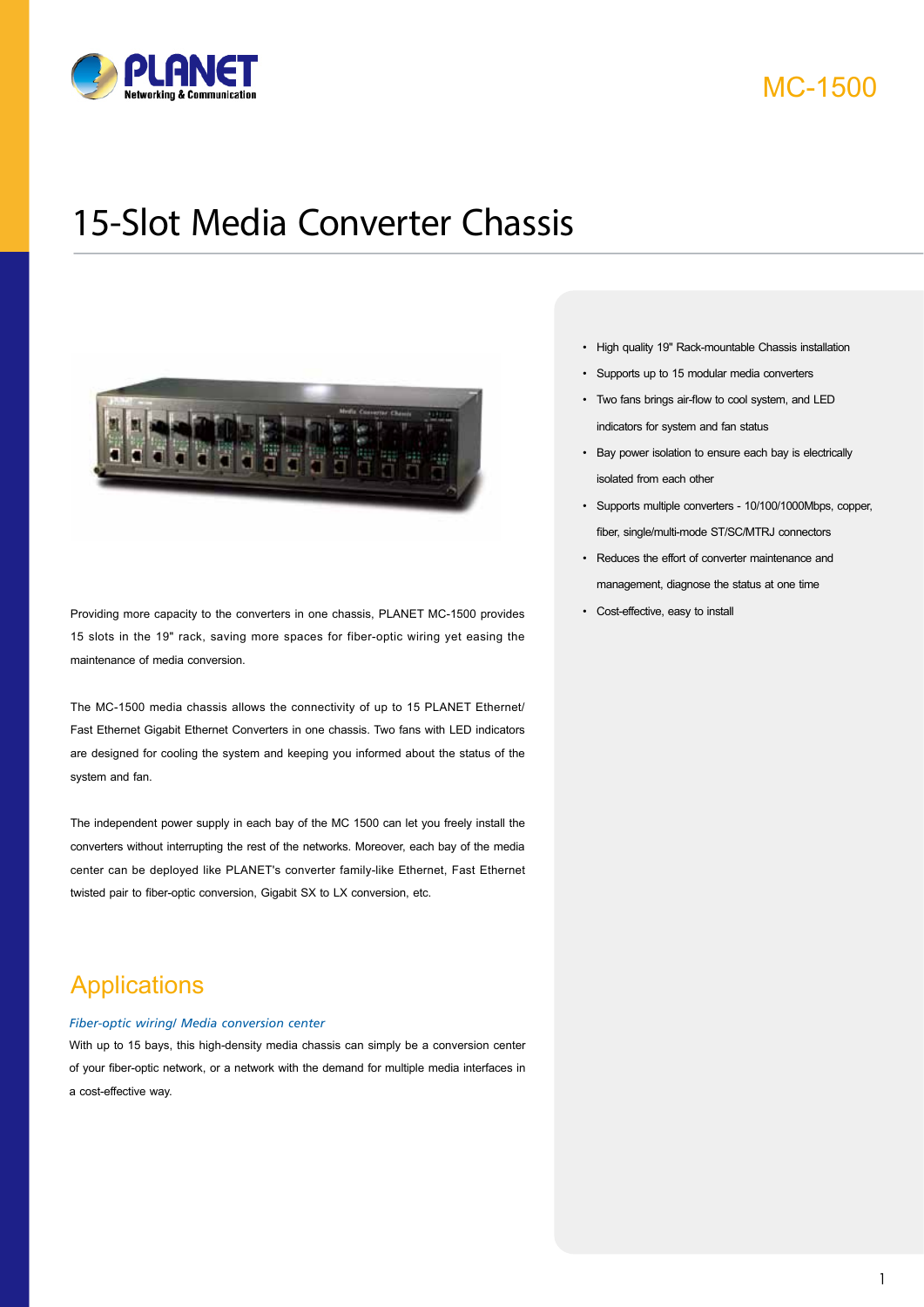MC-1500

# 15-Slot Media Converter Chassis

- High quality 19" Rack-mountable Chassis installation
- Supports up to 15 modular media converters
- Two fans brings air-flow to cool system, and LED indicators for system and fan status
- Bay power isolation to ensure each bay is electrically isolated from each other
- Supports multiple converters - 10/100/1000Mbps, copper, fiber, single/multi-mode ST/SC/MTRJ connectors
- Reduces the effort of converter maintenance and management, diagnose the status at one time
- Cost-effective, easy to install

Providing more capacity to the converters in one chassis, PLANET MC-1500 provides 15 slots in the 19" rack, saving more spaces for fiber-optic wiring yet easing the maintenance of media conversion.

The MC-1500 media chassis allows the connectivity of up to 15 PLANET Ethernet/ Fast Ethernet Gigabit Ethernet Converters in one chassis. Two fans with LED indicators are designed for cooling the system and keeping you informed about the status of the system and fan.

The independent power supply in each bay of the MC 1500 can let you freely install the converters without interrupting the rest of the networks. Moreover, each bay of the media center can be deployed like PLANET's converter family-like Ethernet, Fast Ethernet twisted pair to fiber-optic conversion, Gigabit SX to LX conversion, etc.

## Applications

*Fiber-optic wiring/ Media conversion center*

With up to 15 bays, this high-density media chassis can simply be a conversion center of your fiber-optic network, or a network with the demand for multiple media interfaces in a cost-effective way.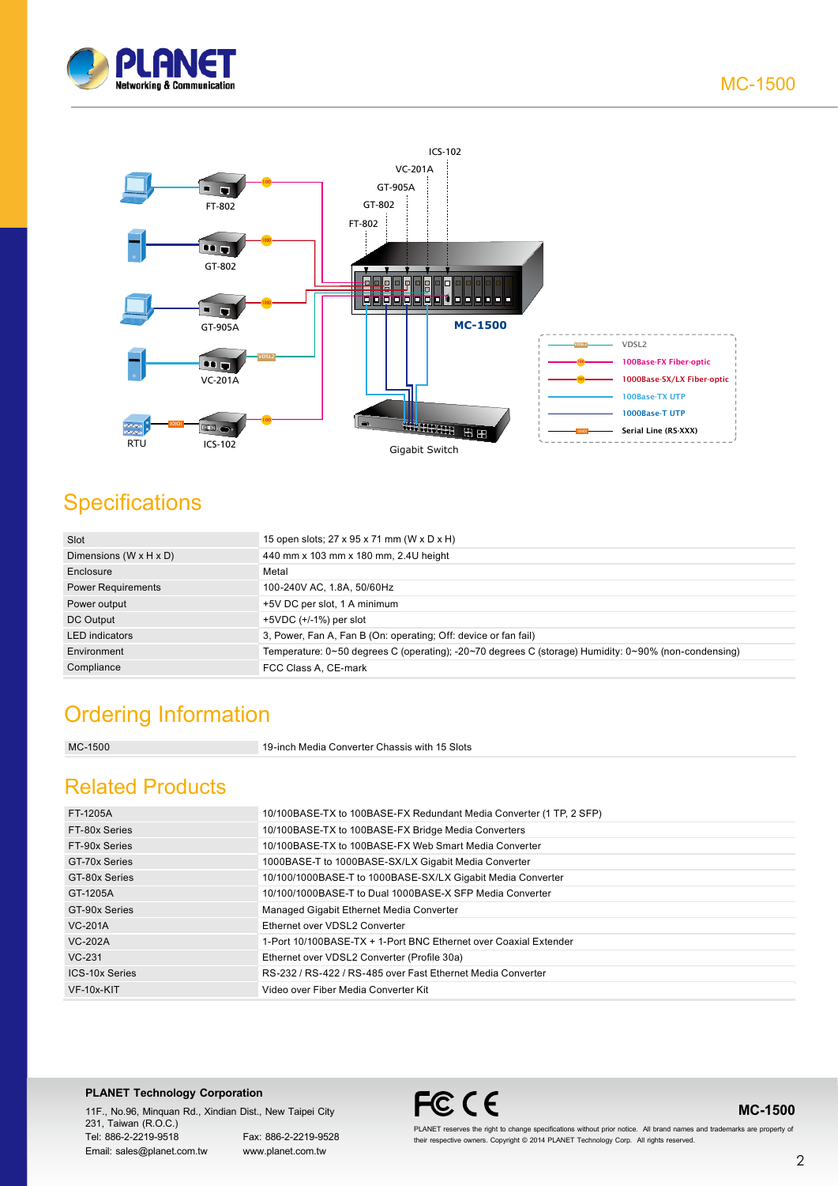FT-802

GT-802

GT-905A

VC-201A

ICS-102

RTU

MC-1500

Gigabit Switch

VDSL2

100Base-FX Fiber-optic

1000Base-SX/LX Fiber-optic

100Base-TX UTP

1000Base-T UTP

Serial Line (RS-XXX)

## Specifications

| | |
|---|---|
| Slot | 15 open slots; 27 x 95 x 71 mm (W x D x H) |
| Dimensions (W x H x D) | 440 mm x 103 mm x 180 mm, 2.4U height |
| Enclosure | Metal |
| Power Requirements | 100-240V AC, 1.8A, 50/60Hz |
| Power output | +5V DC per slot, 1 A minimum |
| DC Output | +5VDC (+/-1%) per slot |
| LED indicators | 3, Power, Fan A, Fan B (On: operating; Off: device or fan fail) |
| Environment | Temperature: 0~50 degrees C (operating); -20~70 degrees C (storage) Humidity: 0~90% (non-condensing) |
| Compliance | FCC Class A, CE-mark |

## Ordering Information

| | |
|---|---|
| MC-1500 | 19-inch Media Converter Chassis with 15 Slots |

## Related Products

| | |
|---|---|
| FT-1205A | 10/100BASE-TX to 100BASE-FX Redundant Media Converter (1 TP, 2 SFP) |
| FT-80x Series | 10/100BASE-TX to 100BASE-FX Bridge Media Converters |
| FT-90x Series | 10/100BASE-TX to 100BASE-FX Web Smart Media Converter |
| GT-70x Series | 1000BASE-T to 1000BASE-SX/LX Gigabit Media Converter |
| GT-80x Series | 10/100/1000BASE-T to 1000BASE-SX/LX Gigabit Media Converter |
| GT-1205A | 10/100/1000BASE-T to Dual 1000BASE-X SFP Media Converter |
| GT-90x Series | Managed Gigabit Ethernet Media Converter |
| VC-201A | Ethernet over VDSL2 Converter |
| VC-202A | 1-Port 10/100BASE-TX + 1-Port BNC Ethernet over Coaxial Extender |
| VC-231 | Ethernet over VDSL2 Converter (Profile 30a) |
| ICS-10x Series | RS-232 / RS-422 / RS-485 over Fast Ethernet Media Converter |
| VF-10x-KIT | Video over Fiber Media Converter Kit |

**PLANET Technology Corporation**

11F., No.96, Minquan Rd., Xindian Dist., New Taipei City 231, Taiwan (R.O.C.)

Tel: 886-2-2219-9518 Fax: 886-2-2219-9528

Email: sales@planet.com.tw www.planet.com.tw

PLANET reserves the right to change specifications without prior notice. All brand names and trademarks are property of their respective owners. Copyright © 2014 PLANET Technology Corp. All rights reserved.